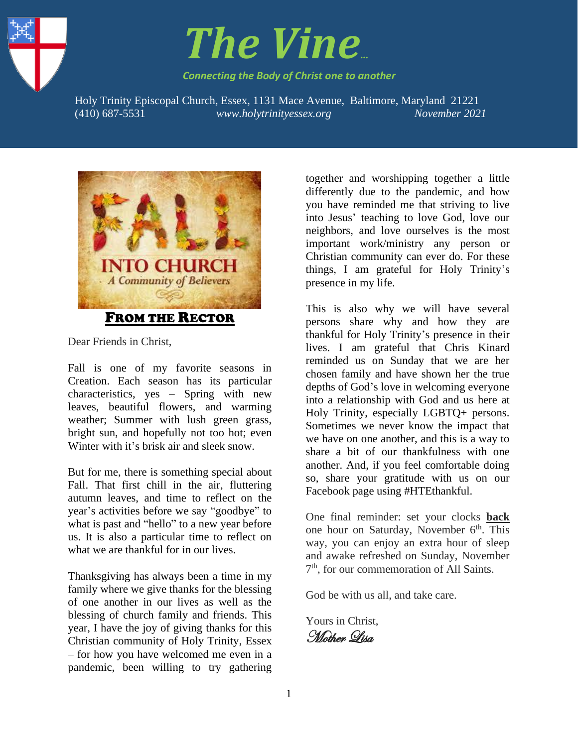# The Vine...

*Connecting the Body of Christ one to another*

Holy Trinity Episcopal Church, Essex, 1131 Mace Avenue, Baltimore, Maryland 21221
(410) 687-5531 *www.holytrinityessex.org* *November 2021*

FALL INTO CHURCH
A Community of Believers

## FROM THE RECTOR

Dear Friends in Christ,

Fall is one of my favorite seasons in Creation. Each season has its particular characteristics, yes – Spring with new leaves, beautiful flowers, and warming weather; Summer with lush green grass, bright sun, and hopefully not too hot; even Winter with it's brisk air and sleek snow.

But for me, there is something special about Fall. That first chill in the air, fluttering autumn leaves, and time to reflect on the year's activities before we say "goodbye" to what is past and "hello" to a new year before us. It is also a particular time to reflect on what we are thankful for in our lives.

Thanksgiving has always been a time in my family where we give thanks for the blessing of one another in our lives as well as the blessing of church family and friends. This year, I have the joy of giving thanks for this Christian community of Holy Trinity, Essex – for how you have welcomed me even in a pandemic, been willing to try gathering together and worshipping together a little differently due to the pandemic, and how you have reminded me that striving to live into Jesus' teaching to love God, love our neighbors, and love ourselves is the most important work/ministry any person or Christian community can ever do. For these things, I am grateful for Holy Trinity's presence in my life.

This is also why we will have several persons share why and how they are thankful for Holy Trinity's presence in their lives. I am grateful that Chris Kinard reminded us on Sunday that we are her chosen family and have shown her the true depths of God's love in welcoming everyone into a relationship with God and us here at Holy Trinity, especially LGBTQ+ persons. Sometimes we never know the impact that we have on one another, and this is a way to share a bit of our thankfulness with one another. And, if you feel comfortable doing so, share your gratitude with us on our Facebook page using #HTEthankful.

One final reminder: set your clocks **back** one hour on Saturday, November 6th. This way, you can enjoy an extra hour of sleep and awake refreshed on Sunday, November 7th, for our commemoration of All Saints.

God be with us all, and take care.

Yours in Christ,
*Mother Lisa*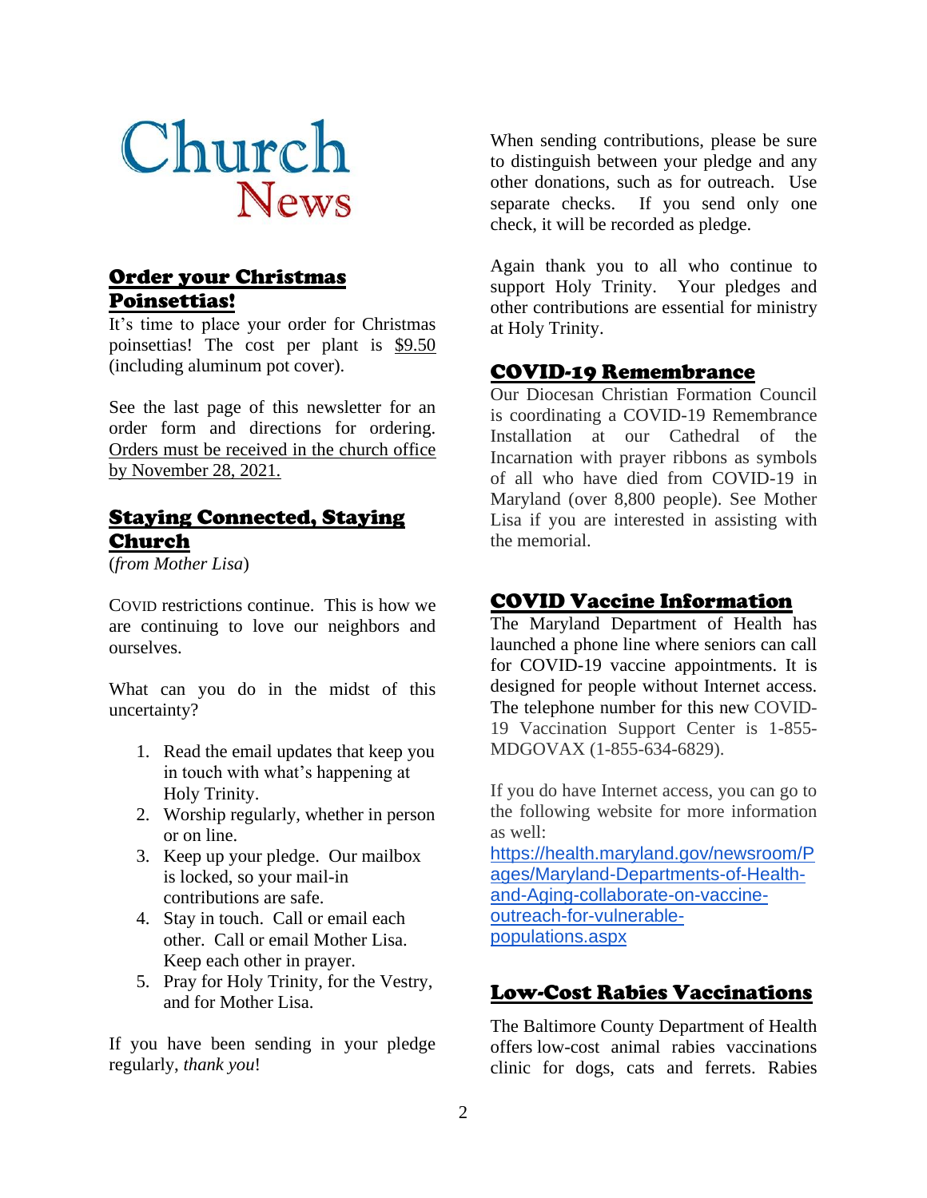# Church News

## Order your Christmas Poinsettias!

It's time to place your order for Christmas poinsettias! The cost per plant is $9.50 (including aluminum pot cover).

See the last page of this newsletter for an order form and directions for ordering. Orders must be received in the church office by November 28, 2021.

## Staying Connected, Staying Church

(*from Mother Lisa*)

COVID restrictions continue. This is how we are continuing to love our neighbors and ourselves.

What can you do in the midst of this uncertainty?

1. Read the email updates that keep you in touch with what's happening at Holy Trinity.
2. Worship regularly, whether in person or on line.
3. Keep up your pledge. Our mailbox is locked, so your mail-in contributions are safe.
4. Stay in touch. Call or email each other. Call or email Mother Lisa. Keep each other in prayer.
5. Pray for Holy Trinity, for the Vestry, and for Mother Lisa.

If you have been sending in your pledge regularly, *thank you*!

When sending contributions, please be sure to distinguish between your pledge and any other donations, such as for outreach. Use separate checks. If you send only one check, it will be recorded as pledge.

Again thank you to all who continue to support Holy Trinity. Your pledges and other contributions are essential for ministry at Holy Trinity.

## COVID-19 Remembrance

Our Diocesan Christian Formation Council is coordinating a COVID-19 Remembrance Installation at our Cathedral of the Incarnation with prayer ribbons as symbols of all who have died from COVID-19 in Maryland (over 8,800 people). See Mother Lisa if you are interested in assisting with the memorial.

## COVID Vaccine Information

The Maryland Department of Health has launched a phone line where seniors can call for COVID-19 vaccine appointments. It is designed for people without Internet access. The telephone number for this new COVID-19 Vaccination Support Center is 1-855-MDGOVAX (1-855-634-6829).

If you do have Internet access, you can go to the following website for more information as well:
https://health.maryland.gov/newsroom/Pages/Maryland-Departments-of-Health-and-Aging-collaborate-on-vaccine-outreach-for-vulnerable-populations.aspx

## Low-Cost Rabies Vaccinations

The Baltimore County Department of Health offers low-cost animal rabies vaccinations clinic for dogs, cats and ferrets. Rabies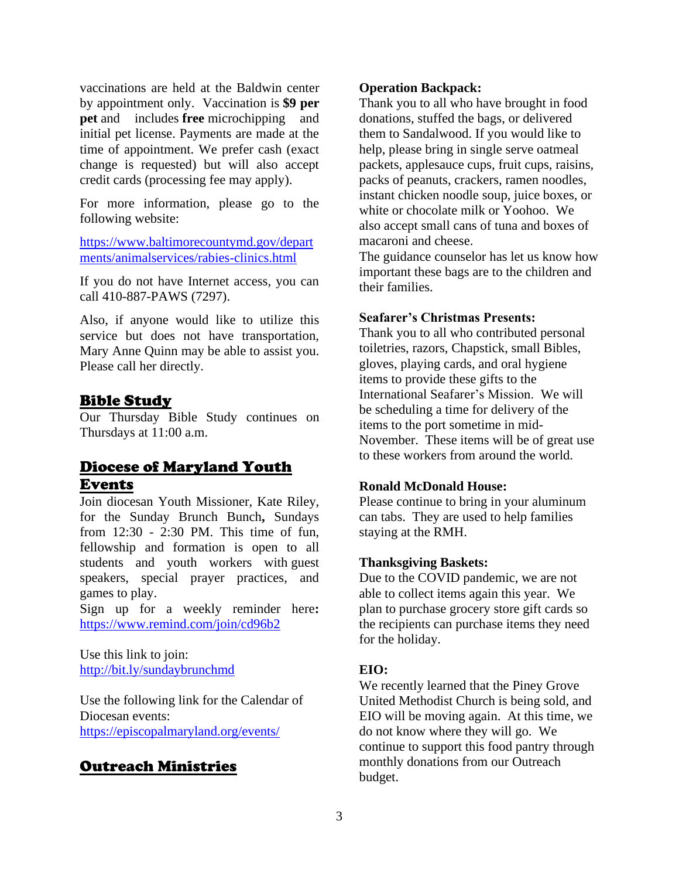vaccinations are held at the Baldwin center by appointment only. Vaccination is **$9 per pet** and includes **free** microchipping and initial pet license. Payments are made at the time of appointment. We prefer cash (exact change is requested) but will also accept credit cards (processing fee may apply).

For more information, please go to the following website:

https://www.baltimorecountymd.gov/departments/animalservices/rabies-clinics.html

If you do not have Internet access, you can call 410-887-PAWS (7297).

Also, if anyone would like to utilize this service but does not have transportation, Mary Anne Quinn may be able to assist you. Please call her directly.

## Bible Study

Our Thursday Bible Study continues on Thursdays at 11:00 a.m.

## Diocese of Maryland Youth Events

Join diocesan Youth Missioner, Kate Riley, for the Sunday Brunch Bunch**,** Sundays from 12:30 - 2:30 PM. This time of fun, fellowship and formation is open to all students and youth workers with guest speakers, special prayer practices, and games to play.
Sign up for a weekly reminder here**:** https://www.remind.com/join/cd96b2

Use this link to join:
http://bit.ly/sundaybrunchmd

Use the following link for the Calendar of Diocesan events:
https://episcopalmaryland.org/events/

## Outreach Ministries

**Operation Backpack:**
Thank you to all who have brought in food donations, stuffed the bags, or delivered them to Sandalwood. If you would like to help, please bring in single serve oatmeal packets, applesauce cups, fruit cups, raisins, packs of peanuts, crackers, ramen noodles, instant chicken noodle soup, juice boxes, or white or chocolate milk or Yoohoo. We also accept small cans of tuna and boxes of macaroni and cheese.
The guidance counselor has let us know how important these bags are to the children and their families.

**Seafarer's Christmas Presents:**
Thank you to all who contributed personal toiletries, razors, Chapstick, small Bibles, gloves, playing cards, and oral hygiene items to provide these gifts to the International Seafarer's Mission. We will be scheduling a time for delivery of the items to the port sometime in mid-November. These items will be of great use to these workers from around the world.

**Ronald McDonald House:**
Please continue to bring in your aluminum can tabs. They are used to help families staying at the RMH.

**Thanksgiving Baskets:**
Due to the COVID pandemic, we are not able to collect items again this year. We plan to purchase grocery store gift cards so the recipients can purchase items they need for the holiday.

**EIO:**
We recently learned that the Piney Grove United Methodist Church is being sold, and EIO will be moving again. At this time, we do not know where they will go. We continue to support this food pantry through monthly donations from our Outreach budget.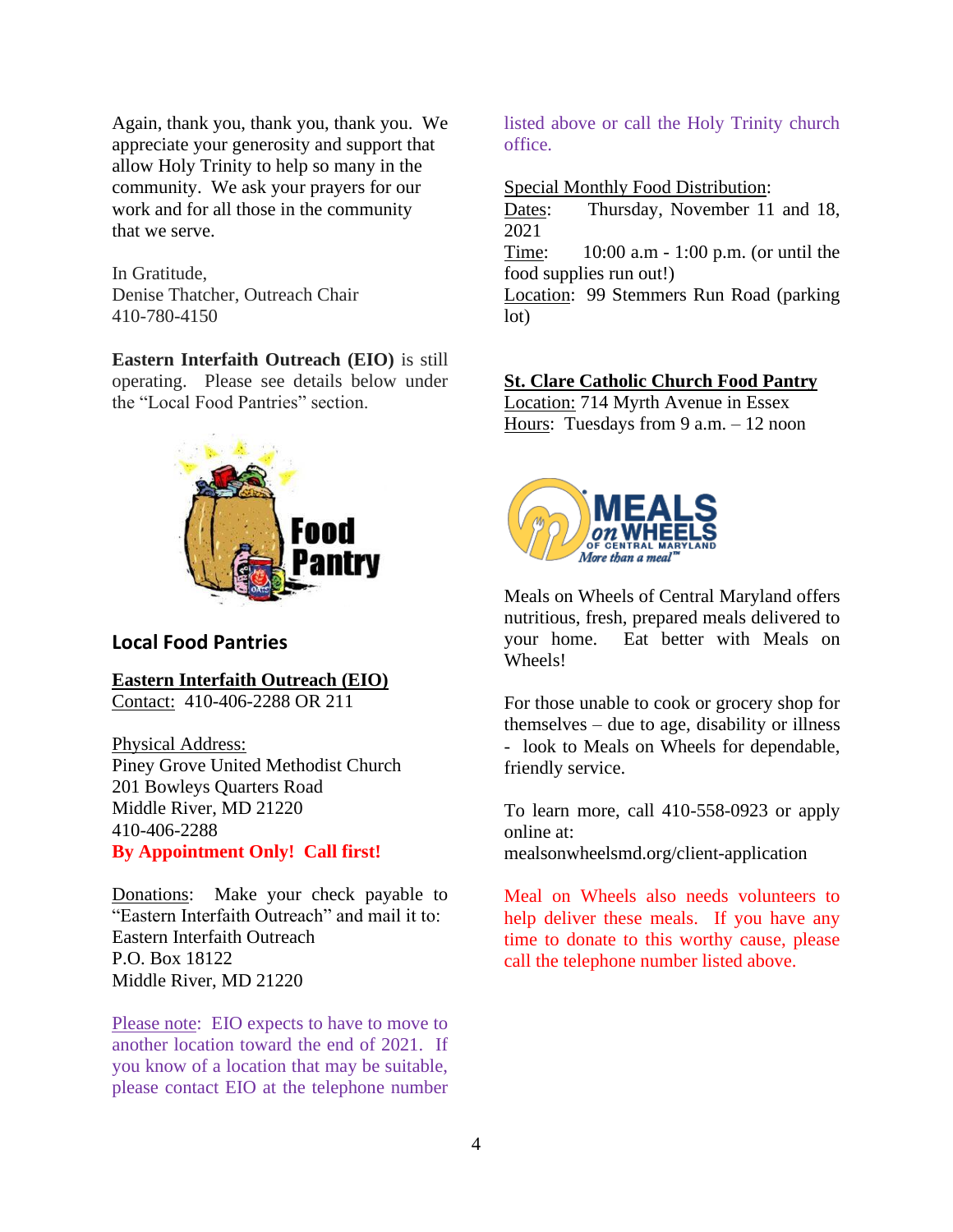Again, thank you, thank you, thank you. We appreciate your generosity and support that allow Holy Trinity to help so many in the community. We ask your prayers for our work and for all those in the community that we serve.

In Gratitude,
Denise Thatcher, Outreach Chair
410-780-4150

**Eastern Interfaith Outreach (EIO)** is still operating. Please see details below under the "Local Food Pantries" section.

## Local Food Pantries

**Eastern Interfaith Outreach (EIO)**
Contact: 410-406-2288 OR 211

Physical Address:
Piney Grove United Methodist Church
201 Bowleys Quarters Road
Middle River, MD 21220
410-406-2288
**By Appointment Only! Call first!**

Donations: Make your check payable to "Eastern Interfaith Outreach" and mail it to:
Eastern Interfaith Outreach
P.O. Box 18122
Middle River, MD 21220

Please note: EIO expects to have to move to another location toward the end of 2021. If you know of a location that may be suitable, please contact EIO at the telephone number listed above or call the Holy Trinity church office.

Special Monthly Food Distribution:
Dates: Thursday, November 11 and 18, 2021
Time: 10:00 a.m - 1:00 p.m. (or until the food supplies run out!)
Location: 99 Stemmers Run Road (parking lot)

**St. Clare Catholic Church Food Pantry**
Location: 714 Myrth Avenue in Essex
Hours: Tuesdays from 9 a.m. – 12 noon

Meals on Wheels of Central Maryland offers nutritious, fresh, prepared meals delivered to your home. Eat better with Meals on Wheels!

For those unable to cook or grocery shop for themselves – due to age, disability or illness - look to Meals on Wheels for dependable, friendly service.

To learn more, call 410-558-0923 or apply online at:
mealsonwheelsmd.org/client-application

Meal on Wheels also needs volunteers to help deliver these meals. If you have any time to donate to this worthy cause, please call the telephone number listed above.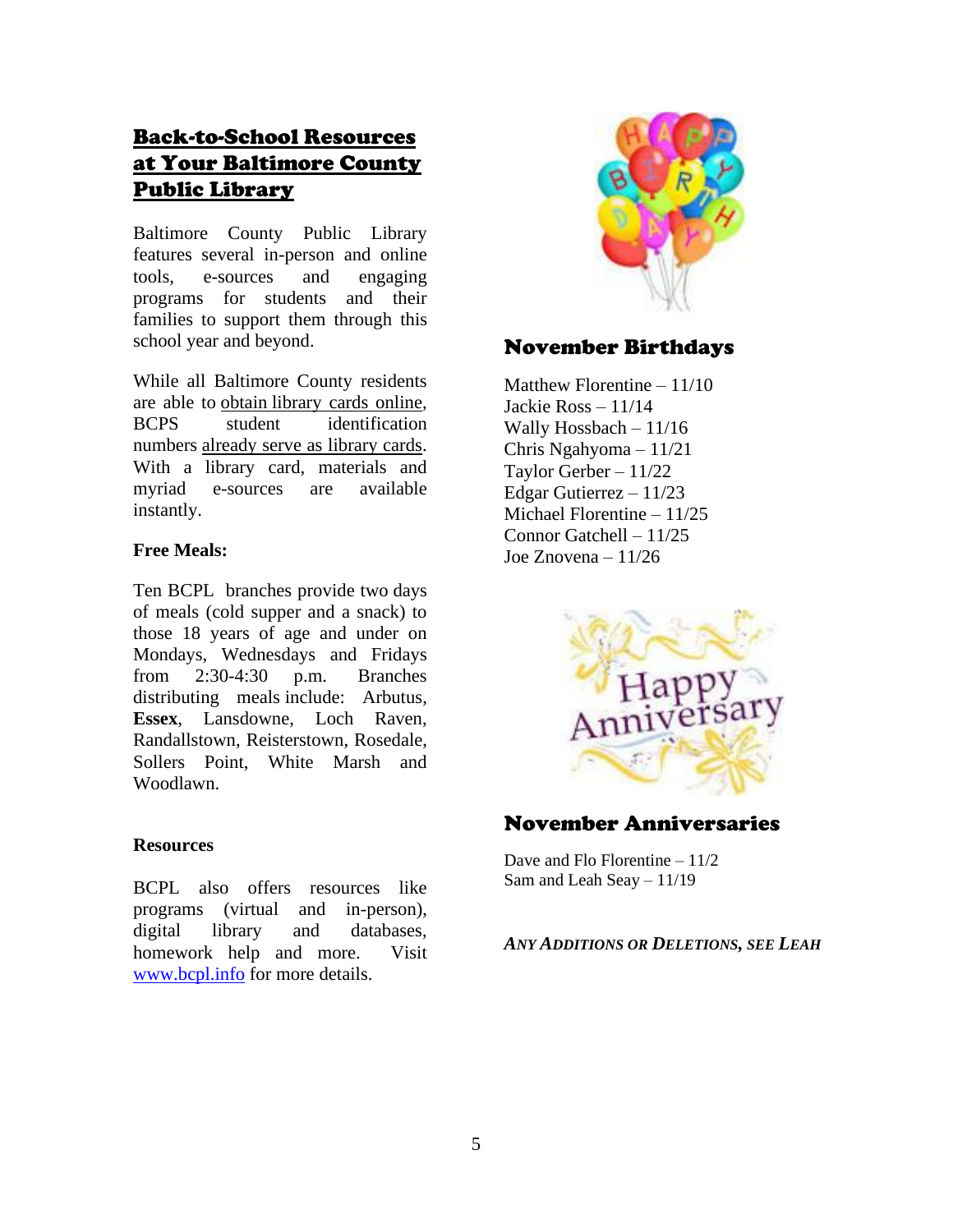## Back-to-School Resources at Your Baltimore County Public Library

Baltimore County Public Library features several in-person and online tools, e-sources and engaging programs for students and their families to support them through this school year and beyond.

While all Baltimore County residents are able to obtain library cards online, BCPS student identification numbers already serve as library cards. With a library card, materials and myriad e-sources are available instantly.

**Free Meals:**

Ten BCPL branches provide two days of meals (cold supper and a snack) to those 18 years of age and under on Mondays, Wednesdays and Fridays from 2:30-4:30 p.m. Branches distributing meals include: Arbutus, **Essex**, Lansdowne, Loch Raven, Randallstown, Reisterstown, Rosedale, Sollers Point, White Marsh and Woodlawn.

**Resources**

BCPL also offers resources like programs (virtual and in-person), digital library and databases, homework help and more. Visit www.bcpl.info for more details.

## November Birthdays

Matthew Florentine – 11/10
Jackie Ross – 11/14
Wally Hossbach – 11/16
Chris Ngahyoma – 11/21
Taylor Gerber – 11/22
Edgar Gutierrez – 11/23
Michael Florentine – 11/25
Connor Gatchell – 11/25
Joe Znovena – 11/26

## November Anniversaries

Dave and Flo Florentine – 11/2
Sam and Leah Seay – 11/19

***Any Additions or Deletions, see Leah***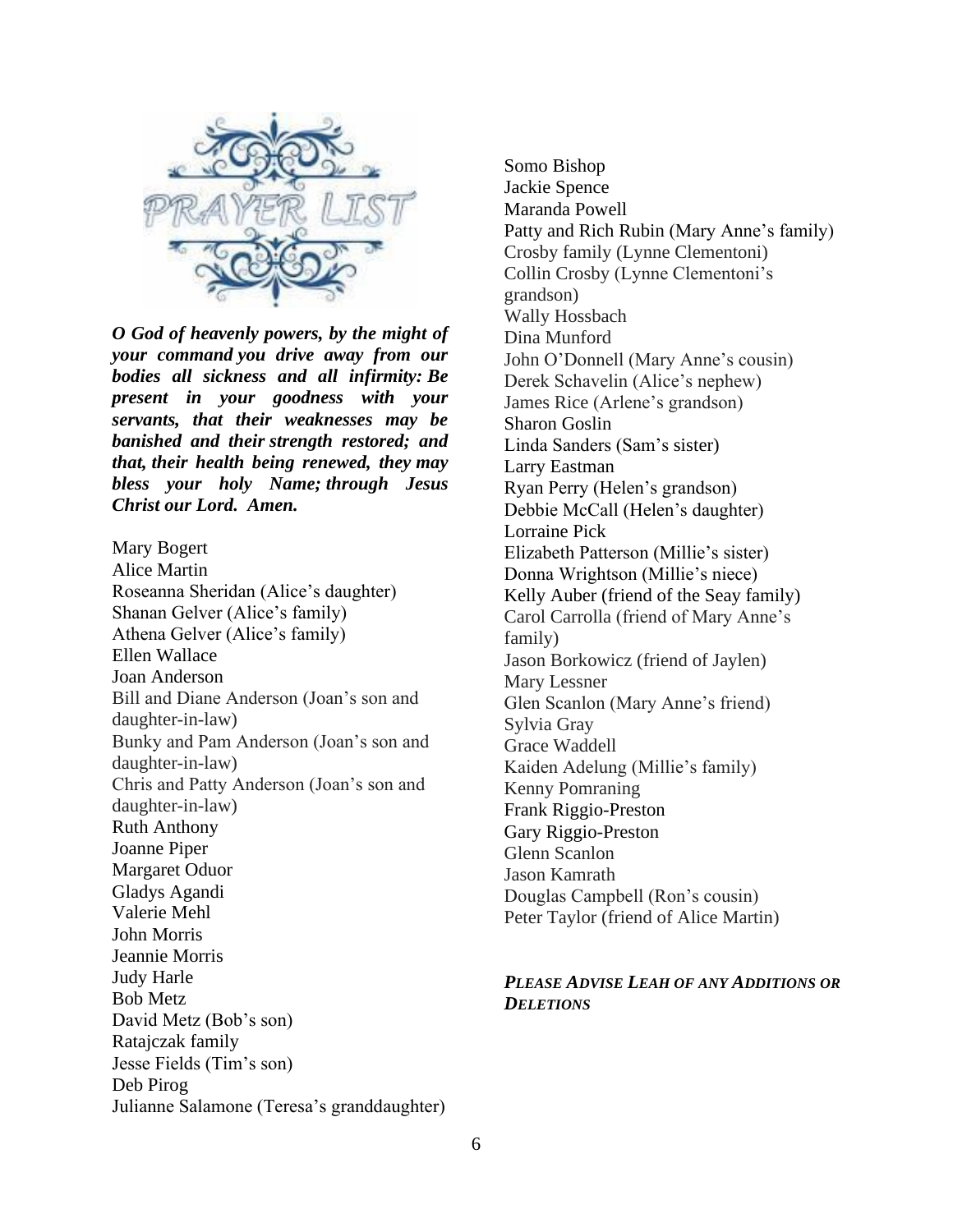# PRAYER LIST

***O God of heavenly powers, by the might of your command you drive away from our bodies all sickness and all infirmity: Be present in your goodness with your servants, that their weaknesses may be banished and their strength restored; and that, their health being renewed, they may bless your holy Name; through Jesus Christ our Lord. Amen.***

Mary Bogert
Alice Martin
Roseanna Sheridan (Alice's daughter)
Shanan Gelver (Alice's family)
Athena Gelver (Alice's family)
Ellen Wallace
Joan Anderson
Bill and Diane Anderson (Joan's son and daughter-in-law)
Bunky and Pam Anderson (Joan's son and daughter-in-law)
Chris and Patty Anderson (Joan's son and daughter-in-law)
Ruth Anthony
Joanne Piper
Margaret Oduor
Gladys Agandi
Valerie Mehl
John Morris
Jeannie Morris
Judy Harle
Bob Metz
David Metz (Bob's son)
Ratajczak family
Jesse Fields (Tim's son)
Deb Pirog
Julianne Salamone (Teresa's granddaughter)
Somo Bishop
Jackie Spence
Maranda Powell
Patty and Rich Rubin (Mary Anne's family)
Crosby family (Lynne Clementoni)
Collin Crosby (Lynne Clementoni's grandson)
Wally Hossbach
Dina Munford
John O'Donnell (Mary Anne's cousin)
Derek Schavelin (Alice's nephew)
James Rice (Arlene's grandson)
Sharon Goslin
Linda Sanders (Sam's sister)
Larry Eastman
Ryan Perry (Helen's grandson)
Debbie McCall (Helen's daughter)
Lorraine Pick
Elizabeth Patterson (Millie's sister)
Donna Wrightson (Millie's niece)
Kelly Auber (friend of the Seay family)
Carol Carrolla (friend of Mary Anne's family)
Jason Borkowicz (friend of Jaylen)
Mary Lessner
Glen Scanlon (Mary Anne's friend)
Sylvia Gray
Grace Waddell
Kaiden Adelung (Millie's family)
Kenny Pomraning
Frank Riggio-Preston
Gary Riggio-Preston
Glenn Scanlon
Jason Kamrath
Douglas Campbell (Ron's cousin)
Peter Taylor (friend of Alice Martin)

***PLEASE ADVISE LEAH OF ANY ADDITIONS OR DELETIONS***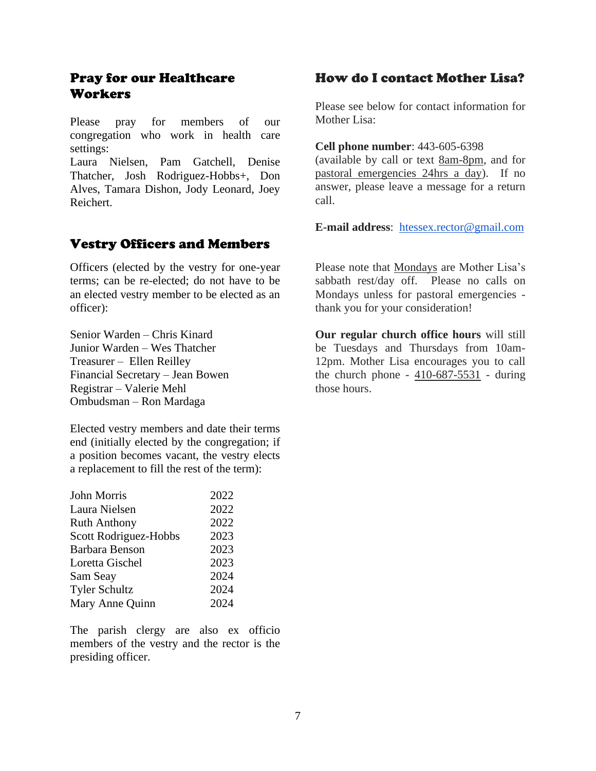## Pray for our Healthcare Workers

Please pray for members of our congregation who work in health care settings:
Laura Nielsen, Pam Gatchell, Denise Thatcher, Josh Rodriguez-Hobbs+, Don Alves, Tamara Dishon, Jody Leonard, Joey Reichert.

## Vestry Officers and Members

Officers (elected by the vestry for one-year terms; can be re-elected; do not have to be an elected vestry member to be elected as an officer):

Senior Warden – Chris Kinard
Junior Warden – Wes Thatcher
Treasurer – Ellen Reilley
Financial Secretary – Jean Bowen
Registrar – Valerie Mehl
Ombudsman – Ron Mardaga

Elected vestry members and date their terms end (initially elected by the congregation; if a position becomes vacant, the vestry elects a replacement to fill the rest of the term):

| Name | Term Ends |
|---|---|
| John Morris | 2022 |
| Laura Nielsen | 2022 |
| Ruth Anthony | 2022 |
| Scott Rodriguez-Hobbs | 2023 |
| Barbara Benson | 2023 |
| Loretta Gischel | 2023 |
| Sam Seay | 2024 |
| Tyler Schultz | 2024 |
| Mary Anne Quinn | 2024 |

The parish clergy are also ex officio members of the vestry and the rector is the presiding officer.

## How do I contact Mother Lisa?

Please see below for contact information for Mother Lisa:

**Cell phone number**: 443-605-6398
(available by call or text 8am-8pm, and for pastoral emergencies 24hrs a day). If no answer, please leave a message for a return call.

**E-mail address**: htessex.rector@gmail.com

Please note that Mondays are Mother Lisa's sabbath rest/day off. Please no calls on Mondays unless for pastoral emergencies - thank you for your consideration!

**Our regular church office hours** will still be Tuesdays and Thursdays from 10am-12pm. Mother Lisa encourages you to call the church phone - 410-687-5531 - during those hours.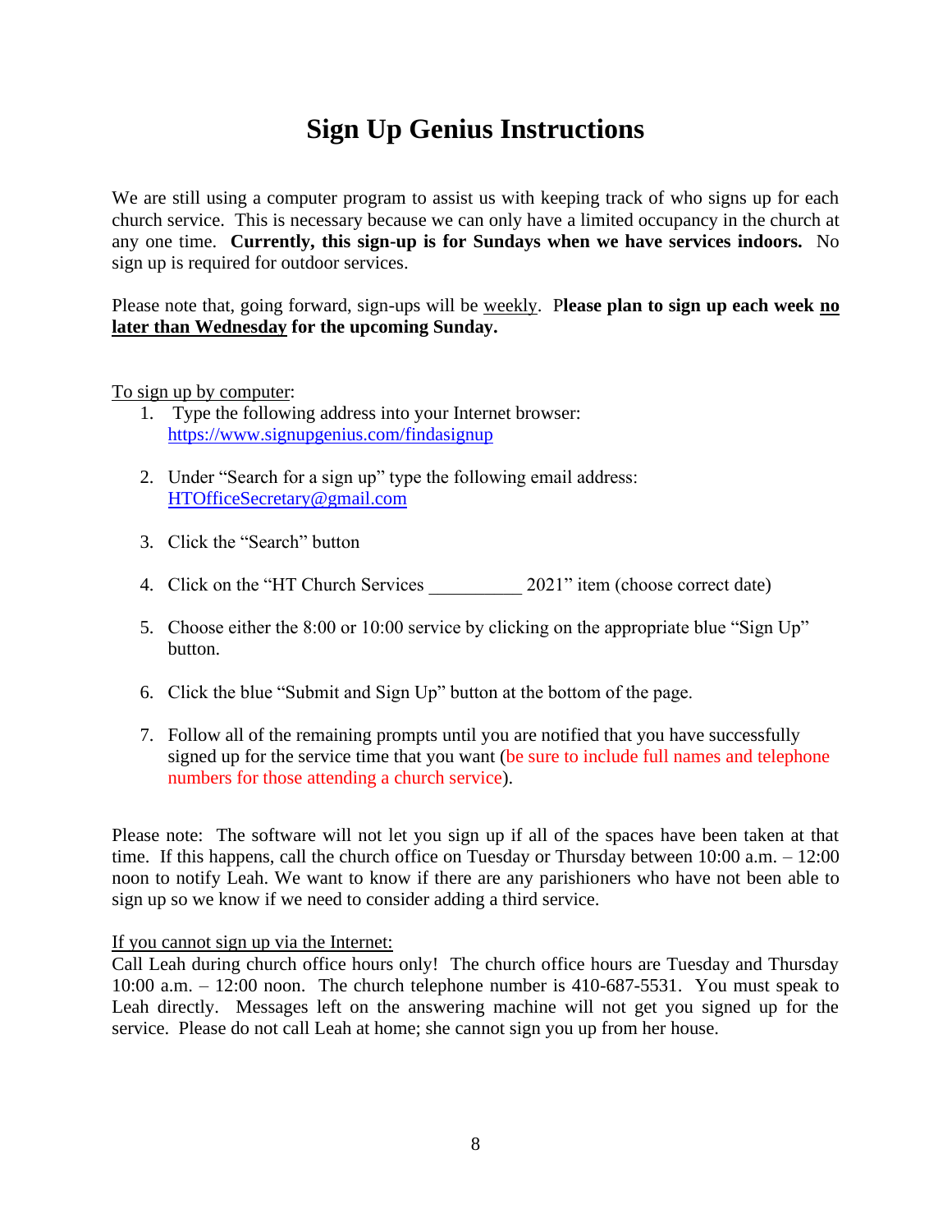# Sign Up Genius Instructions

We are still using a computer program to assist us with keeping track of who signs up for each church service. This is necessary because we can only have a limited occupancy in the church at any one time. **Currently, this sign-up is for Sundays when we have services indoors.** No sign up is required for outdoor services.

Please note that, going forward, sign-ups will be weekly. **Please plan to sign up each week no later than Wednesday for the upcoming Sunday.**

To sign up by computer:

1. Type the following address into your Internet browser: https://www.signupgenius.com/findasignup
2. Under "Search for a sign up" type the following email address: HTOfficeSecretary@gmail.com
3. Click the "Search" button
4. Click on the "HT Church Services __________ 2021" item (choose correct date)
5. Choose either the 8:00 or 10:00 service by clicking on the appropriate blue "Sign Up" button.
6. Click the blue "Submit and Sign Up" button at the bottom of the page.
7. Follow all of the remaining prompts until you are notified that you have successfully signed up for the service time that you want (be sure to include full names and telephone numbers for those attending a church service).

Please note: The software will not let you sign up if all of the spaces have been taken at that time. If this happens, call the church office on Tuesday or Thursday between 10:00 a.m. – 12:00 noon to notify Leah. We want to know if there are any parishioners who have not been able to sign up so we know if we need to consider adding a third service.

If you cannot sign up via the Internet:
Call Leah during church office hours only! The church office hours are Tuesday and Thursday 10:00 a.m. – 12:00 noon. The church telephone number is 410-687-5531. You must speak to Leah directly. Messages left on the answering machine will not get you signed up for the service. Please do not call Leah at home; she cannot sign you up from her house.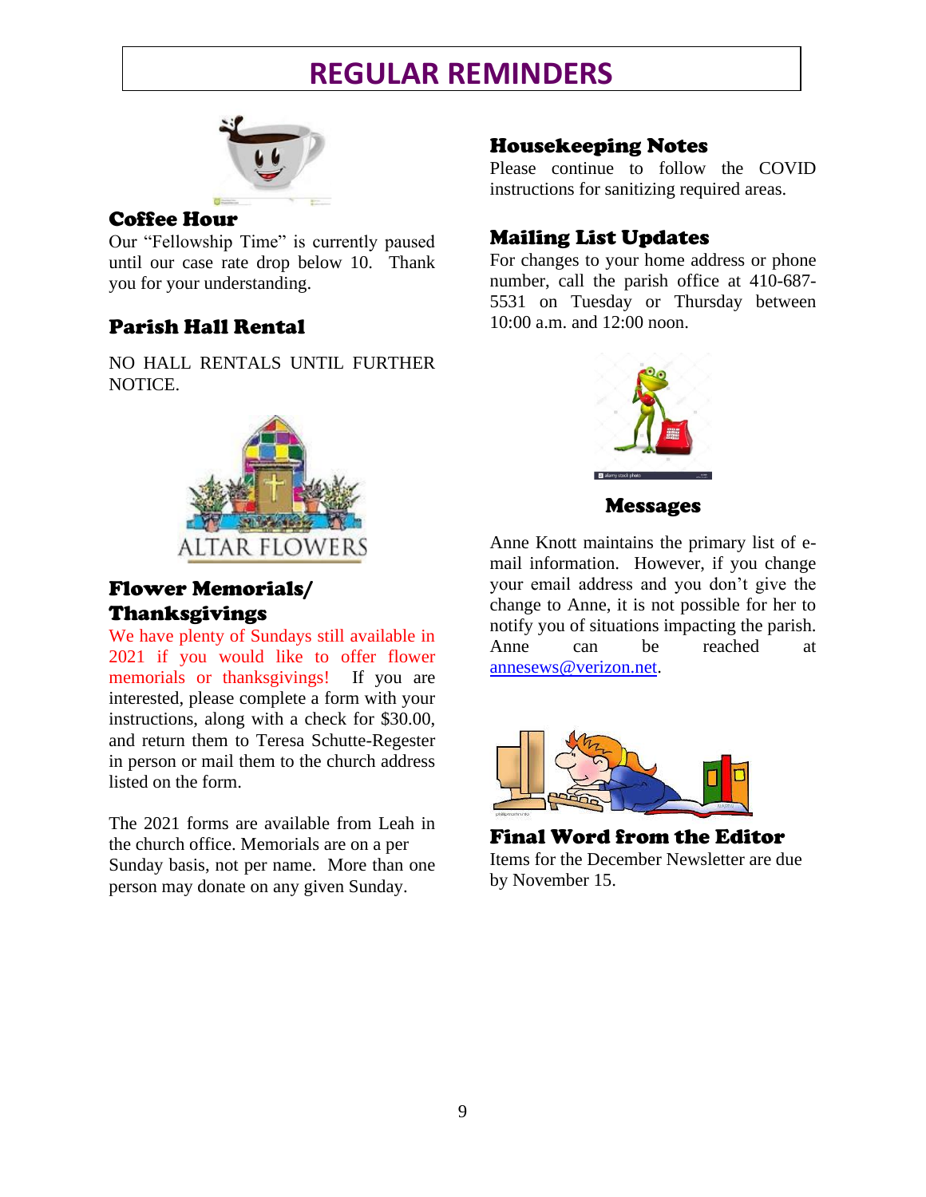# REGULAR REMINDERS

### Coffee Hour

Our "Fellowship Time" is currently paused until our case rate drop below 10. Thank you for your understanding.

### Parish Hall Rental

NO HALL RENTALS UNTIL FURTHER NOTICE.

### Flower Memorials/ Thanksgivings

We have plenty of Sundays still available in 2021 if you would like to offer flower memorials or thanksgivings! If you are interested, please complete a form with your instructions, along with a check for $30.00, and return them to Teresa Schutte-Regester in person or mail them to the church address listed on the form.

The 2021 forms are available from Leah in the church office. Memorials are on a per Sunday basis, not per name. More than one person may donate on any given Sunday.

### Housekeeping Notes

Please continue to follow the COVID instructions for sanitizing required areas.

### Mailing List Updates

For changes to your home address or phone number, call the parish office at 410-687-5531 on Tuesday or Thursday between 10:00 a.m. and 12:00 noon.

### Messages

Anne Knott maintains the primary list of e-mail information. However, if you change your email address and you don't give the change to Anne, it is not possible for her to notify you of situations impacting the parish. Anne can be reached at annesews@verizon.net.

### Final Word from the Editor

Items for the December Newsletter are due by November 15.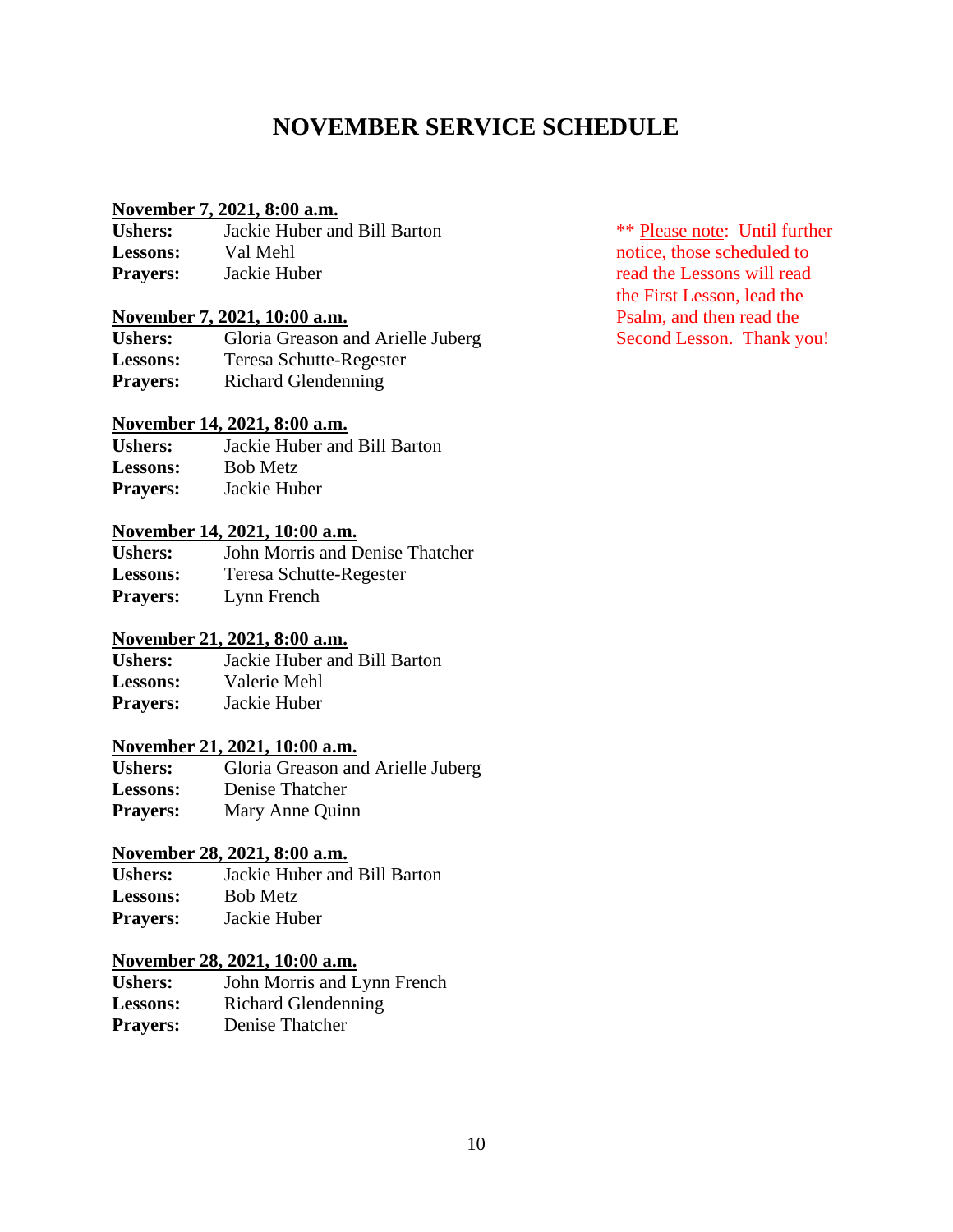# NOVEMBER SERVICE SCHEDULE

** Please note: Until further notice, those scheduled to read the Lessons will read the First Lesson, lead the Psalm, and then read the Second Lesson. Thank you!

**November 7, 2021, 8:00 a.m.**
**Ushers:** Jackie Huber and Bill Barton
**Lessons:** Val Mehl
**Prayers:** Jackie Huber

**November 7, 2021, 10:00 a.m.**
**Ushers:** Gloria Greason and Arielle Juberg
**Lessons:** Teresa Schutte-Regester
**Prayers:** Richard Glendenning

**November 14, 2021, 8:00 a.m.**
**Ushers:** Jackie Huber and Bill Barton
**Lessons:** Bob Metz
**Prayers:** Jackie Huber

**November 14, 2021, 10:00 a.m.**
**Ushers:** John Morris and Denise Thatcher
**Lessons:** Teresa Schutte-Regester
**Prayers:** Lynn French

**November 21, 2021, 8:00 a.m.**
**Ushers:** Jackie Huber and Bill Barton
**Lessons:** Valerie Mehl
**Prayers:** Jackie Huber

**November 21, 2021, 10:00 a.m.**
**Ushers:** Gloria Greason and Arielle Juberg
**Lessons:** Denise Thatcher
**Prayers:** Mary Anne Quinn

**November 28, 2021, 8:00 a.m.**
**Ushers:** Jackie Huber and Bill Barton
**Lessons:** Bob Metz
**Prayers:** Jackie Huber

**November 28, 2021, 10:00 a.m.**
**Ushers:** John Morris and Lynn French
**Lessons:** Richard Glendenning
**Prayers:** Denise Thatcher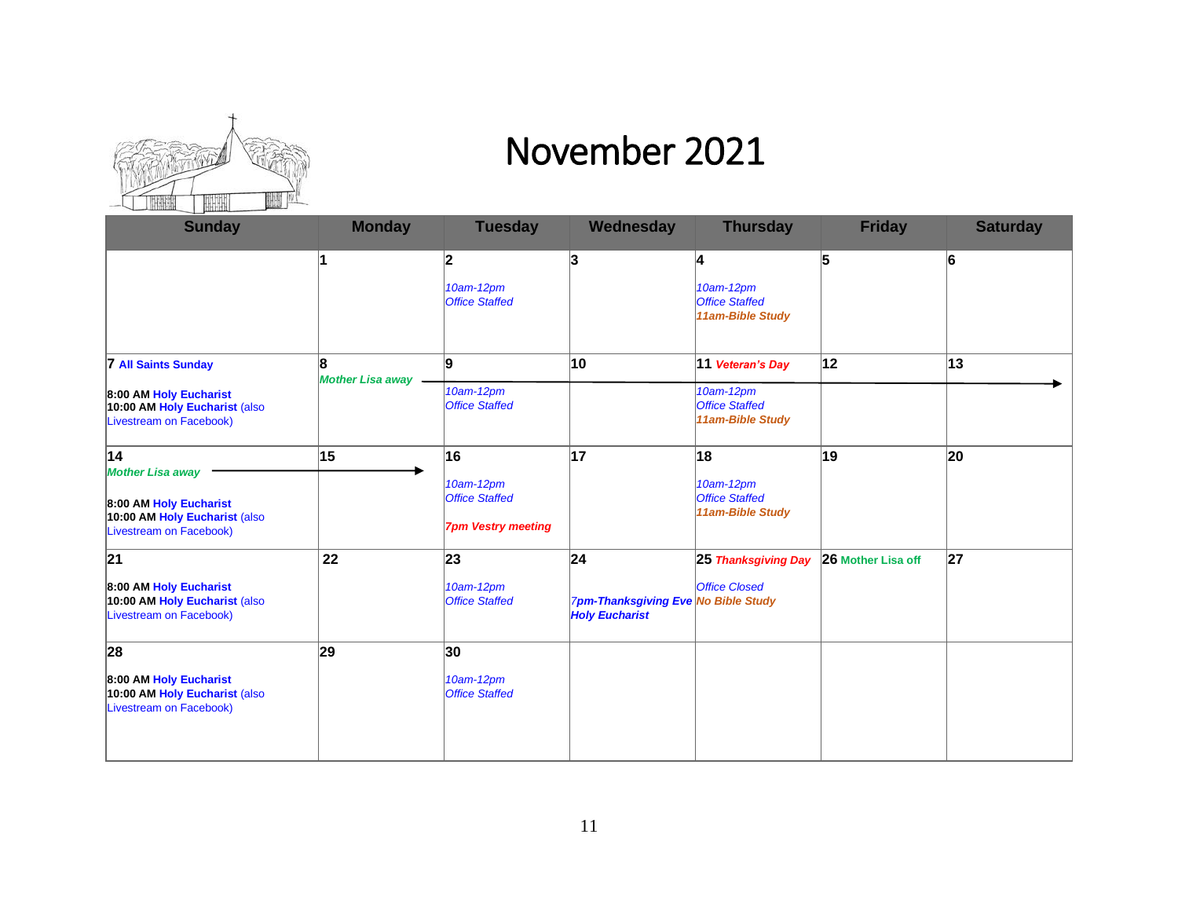# November 2021

| Sunday | Monday | Tuesday | Wednesday | Thursday | Friday | Saturday |
|---|---|---|---|---|---|---|
| | 1 | 2<br>*10am-12pm*<br>*Office Staffed* | 3 | 4<br>*10am-12pm*<br>*Office Staffed*<br>***11am-Bible Study*** | 5 | 6 |
| 7 **All Saints Sunday**<br>**8:00 AM Holy Eucharist**<br>**10:00 AM Holy Eucharist** (also Livestream on Facebook) | 8<br>***Mother Lisa away*** → | 9<br>*10am-12pm*<br>*Office Staffed* | 10 | 11 ***Veteran's Day***<br>*10am-12pm*<br>*Office Staffed*<br>***11am-Bible Study*** | 12 | 13 |
| 14<br>***Mother Lisa away*** →<br>**8:00 AM Holy Eucharist**<br>**10:00 AM Holy Eucharist** (also Livestream on Facebook) | 15 | 16<br>*10am-12pm*<br>*Office Staffed*<br>***7pm Vestry meeting*** | 17 | 18<br>*10am-12pm*<br>*Office Staffed*<br>***11am-Bible Study*** | 19 | 20 |
| 21<br>**8:00 AM Holy Eucharist**<br>**10:00 AM Holy Eucharist** (also Livestream on Facebook) | 22 | 23<br>*10am-12pm*<br>*Office Staffed* | 24<br>***7pm-Thanksgiving Eve Holy Eucharist*** | 25 ***Thanksgiving Day***<br>*Office Closed*<br>***No Bible Study*** | 26 **Mother Lisa off** | 27 |
| 28<br>**8:00 AM Holy Eucharist**<br>**10:00 AM Holy Eucharist** (also Livestream on Facebook) | 29 | 30<br>*10am-12pm*<br>*Office Staffed* | | | | |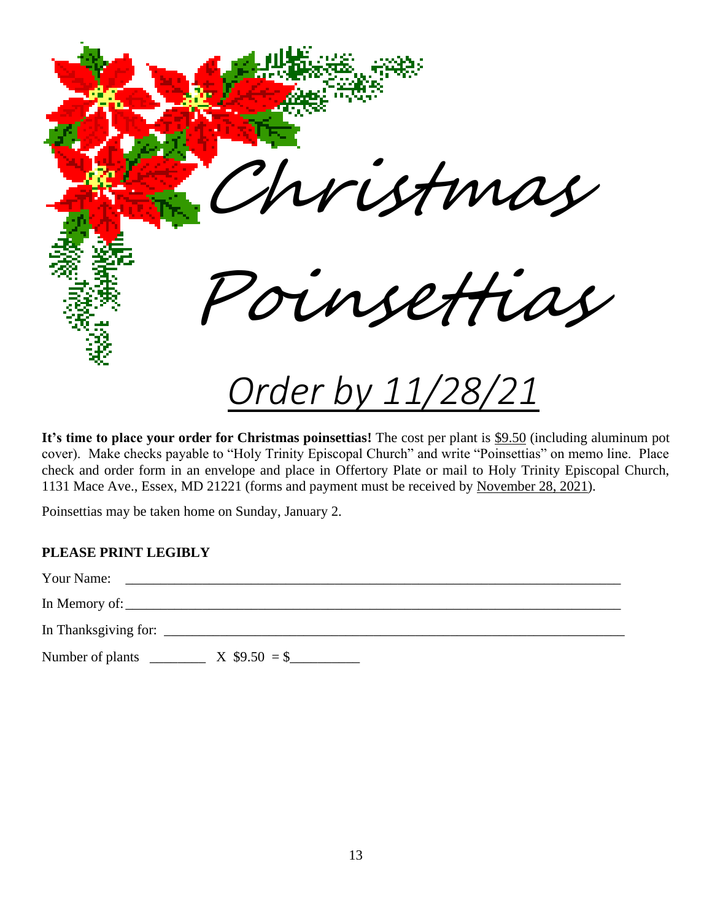# Christmas Poinsettias

## *Order by 11/28/21*

**It's time to place your order for Christmas poinsettias!** The cost per plant is $9.50 (including aluminum pot cover). Make checks payable to "Holy Trinity Episcopal Church" and write "Poinsettias" on memo line. Place check and order form in an envelope and place in Offertory Plate or mail to Holy Trinity Episcopal Church, 1131 Mace Ave., Essex, MD 21221 (forms and payment must be received by November 28, 2021).

Poinsettias may be taken home on Sunday, January 2.

**PLEASE PRINT LEGIBLY**

Your Name: ___________________________________________________________________________

In Memory of: ___________________________________________________________________________

In Thanksgiving for: ______________________________________________________________________

Number of plants ________ X $9.50 = $__________